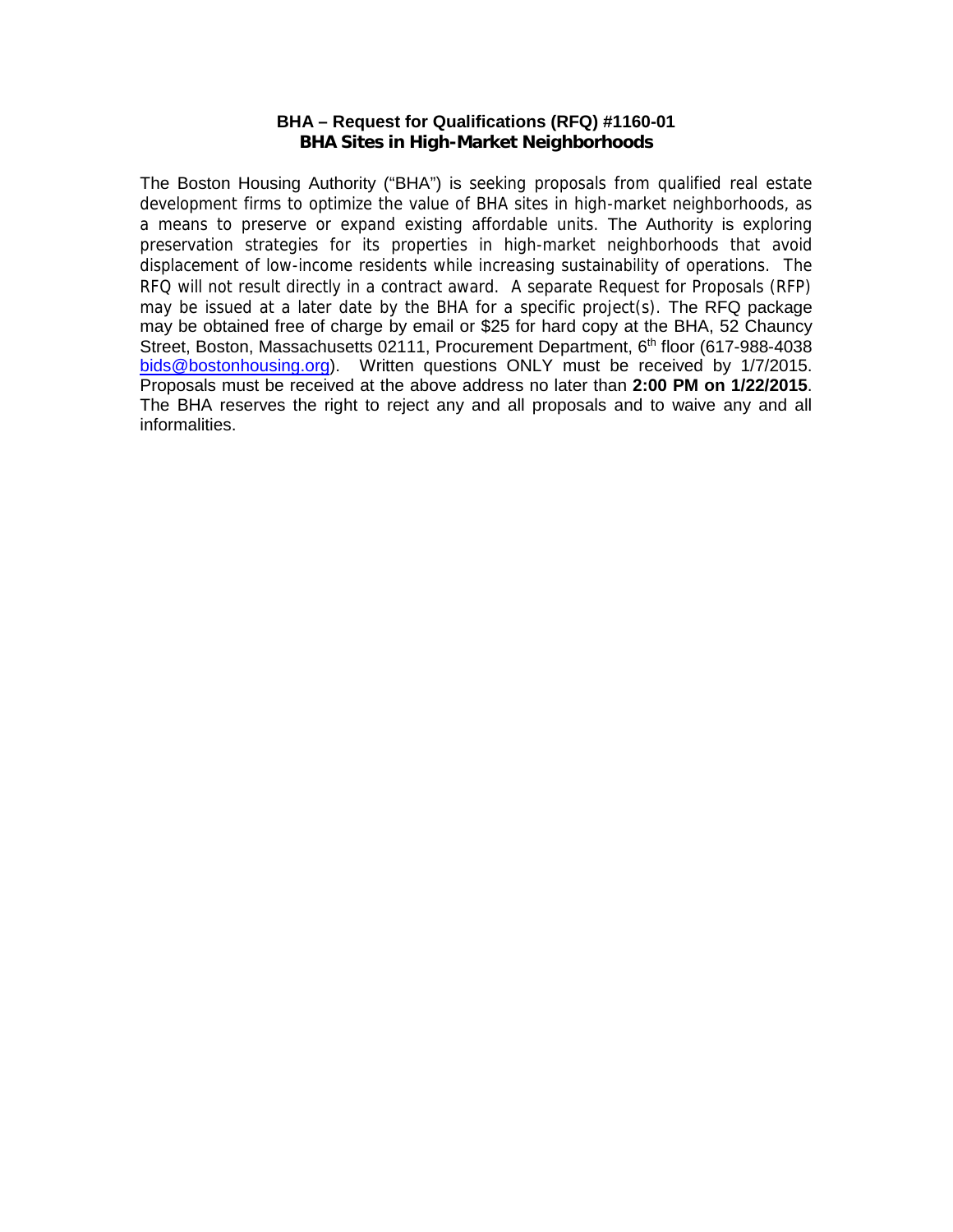# BHA – Request for Qualifications (RFQ) #1160-01
## BHA Sites in High-Market Neighborhoods

The Boston Housing Authority ("BHA") is seeking proposals from qualified real estate development firms to optimize the value of BHA sites in high-market neighborhoods, as a means to preserve or expand existing affordable units. The Authority is exploring preservation strategies for its properties in high-market neighborhoods that avoid displacement of low-income residents while increasing sustainability of operations. The RFQ will not result directly in a contract award. A separate Request for Proposals (RFP) may be issued at a later date by the BHA for a specific project(s). The RFQ package may be obtained free of charge by email or $25 for hard copy at the BHA, 52 Chauncy Street, Boston, Massachusetts 02111, Procurement Department, 6th floor (617-988-4038 bids@bostonhousing.org). Written questions ONLY must be received by 1/7/2015. Proposals must be received at the above address no later than **2:00 PM on 1/22/2015**. The BHA reserves the right to reject any and all proposals and to waive any and all informalities.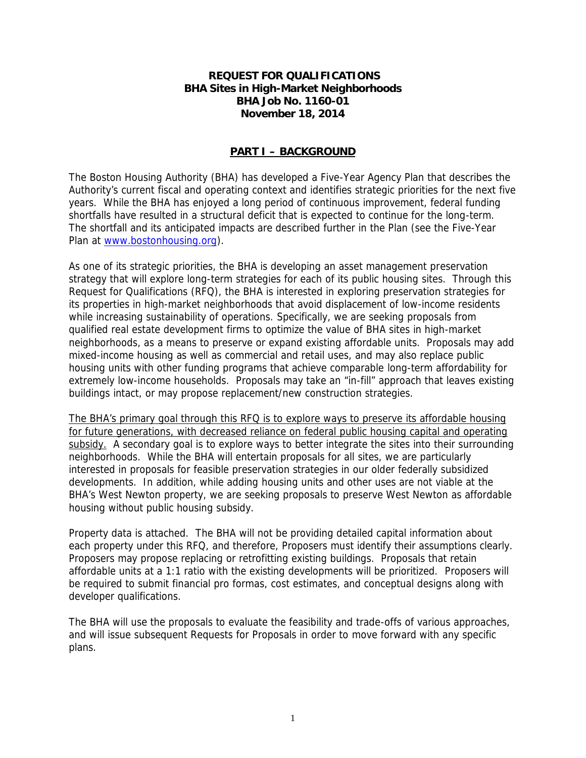**REQUEST FOR QUALIFICATIONS**
**BHA Sites in High-Market Neighborhoods**
**BHA Job No. 1160-01**
**November 18, 2014**

## PART I – BACKGROUND

The Boston Housing Authority (BHA) has developed a Five-Year Agency Plan that describes the Authority's current fiscal and operating context and identifies strategic priorities for the next five years. While the BHA has enjoyed a long period of continuous improvement, federal funding shortfalls have resulted in a structural deficit that is expected to continue for the long-term. The shortfall and its anticipated impacts are described further in the Plan (see the Five-Year Plan at www.bostonhousing.org).

As one of its strategic priorities, the BHA is developing an asset management preservation strategy that will explore long-term strategies for each of its public housing sites. Through this Request for Qualifications (RFQ), the BHA is interested in exploring preservation strategies for its properties in high-market neighborhoods that avoid displacement of low-income residents while increasing sustainability of operations. Specifically, we are seeking proposals from qualified real estate development firms to optimize the value of BHA sites in high-market neighborhoods, as a means to preserve or expand existing affordable units. Proposals may add mixed-income housing as well as commercial and retail uses, and may also replace public housing units with other funding programs that achieve comparable long-term affordability for extremely low-income households. Proposals may take an "in-fill" approach that leaves existing buildings intact, or may propose replacement/new construction strategies.

<u>The BHA's primary goal through this RFQ is to explore ways to preserve its affordable housing for future generations, with decreased reliance on federal public housing capital and operating subsidy.</u> A secondary goal is to explore ways to better integrate the sites into their surrounding neighborhoods. While the BHA will entertain proposals for all sites, we are particularly interested in proposals for feasible preservation strategies in our older federally subsidized developments. In addition, while adding housing units and other uses are not viable at the BHA's West Newton property, we are seeking proposals to preserve West Newton as affordable housing without public housing subsidy.

Property data is attached. The BHA will not be providing detailed capital information about each property under this RFQ, and therefore, Proposers must identify their assumptions clearly. Proposers may propose replacing or retrofitting existing buildings. Proposals that retain affordable units at a 1:1 ratio with the existing developments will be prioritized. Proposers will be required to submit financial pro formas, cost estimates, and conceptual designs along with developer qualifications.

The BHA will use the proposals to evaluate the feasibility and trade-offs of various approaches, and will issue subsequent Requests for Proposals in order to move forward with any specific plans.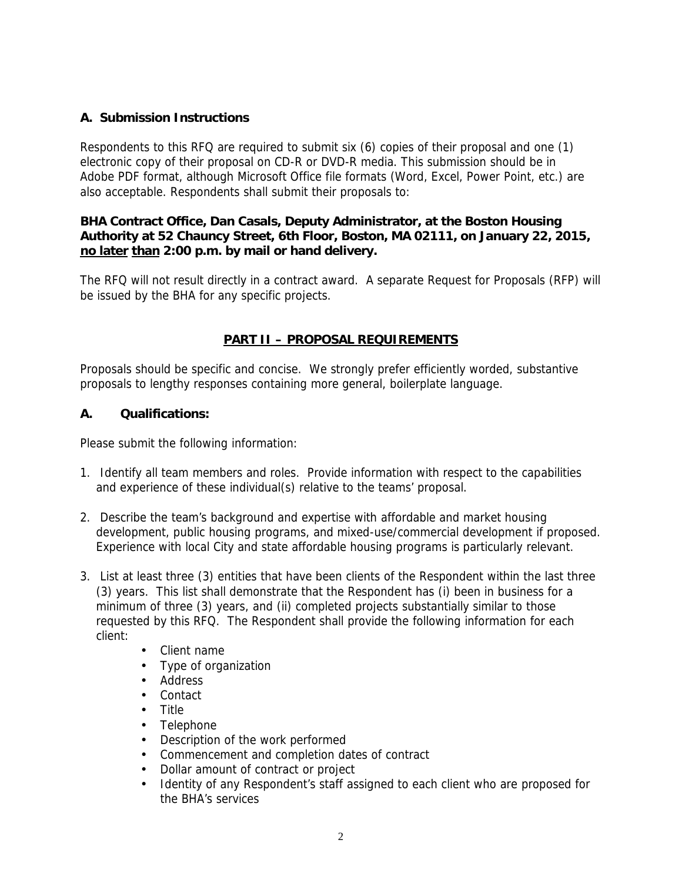### A. Submission Instructions

Respondents to this RFQ are required to submit six (6) copies of their proposal and one (1) electronic copy of their proposal on CD-R or DVD-R media. This submission should be in Adobe PDF format, although Microsoft Office file formats (Word, Excel, Power Point, etc.) are also acceptable. Respondents shall submit their proposals to:

**BHA Contract Office, Dan Casals, Deputy Administrator, at the Boston Housing Authority at 52 Chauncy Street, 6th Floor, Boston, MA 02111, on January 22, 2015, no later than 2:00 p.m. by mail or hand delivery.**

The RFQ will not result directly in a contract award. A separate Request for Proposals (RFP) will be issued by the BHA for any specific projects.

## PART II – PROPOSAL REQUIREMENTS

Proposals should be specific and concise. We strongly prefer efficiently worded, substantive proposals to lengthy responses containing more general, boilerplate language.

### A. Qualifications:

Please submit the following information:

1. Identify all team members and roles. Provide information with respect to the capabilities and experience of these individual(s) relative to the teams' proposal.

2. Describe the team's background and expertise with affordable and market housing development, public housing programs, and mixed-use/commercial development if proposed. Experience with local City and state affordable housing programs is particularly relevant.

3. List at least three (3) entities that have been clients of the Respondent within the last three (3) years. This list shall demonstrate that the Respondent has (i) been in business for a minimum of three (3) years, and (ii) completed projects substantially similar to those requested by this RFQ. The Respondent shall provide the following information for each client:
   - Client name
   - Type of organization
   - Address
   - Contact
   - Title
   - Telephone
   - Description of the work performed
   - Commencement and completion dates of contract
   - Dollar amount of contract or project
   - Identity of any Respondent's staff assigned to each client who are proposed for the BHA's services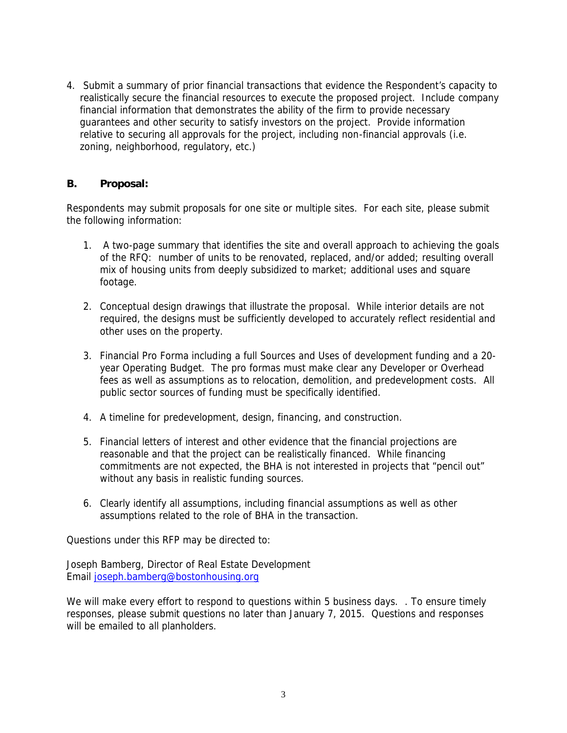4. Submit a summary of prior financial transactions that evidence the Respondent's capacity to realistically secure the financial resources to execute the proposed project. Include company financial information that demonstrates the ability of the firm to provide necessary guarantees and other security to satisfy investors on the project. Provide information relative to securing all approvals for the project, including non-financial approvals (i.e. zoning, neighborhood, regulatory, etc.)

### B. Proposal:

Respondents may submit proposals for one site or multiple sites. For each site, please submit the following information:

1. A two-page summary that identifies the site and overall approach to achieving the goals of the RFQ: number of units to be renovated, replaced, and/or added; resulting overall mix of housing units from deeply subsidized to market; additional uses and square footage.

2. Conceptual design drawings that illustrate the proposal. While interior details are not required, the designs must be sufficiently developed to accurately reflect residential and other uses on the property.

3. Financial Pro Forma including a full Sources and Uses of development funding and a 20-year Operating Budget. The pro formas must make clear any Developer or Overhead fees as well as assumptions as to relocation, demolition, and predevelopment costs. All public sector sources of funding must be specifically identified.

4. A timeline for predevelopment, design, financing, and construction.

5. Financial letters of interest and other evidence that the financial projections are reasonable and that the project can be realistically financed. While financing commitments are not expected, the BHA is not interested in projects that "pencil out" without any basis in realistic funding sources.

6. Clearly identify all assumptions, including financial assumptions as well as other assumptions related to the role of BHA in the transaction.

Questions under this RFP may be directed to:

Joseph Bamberg, Director of Real Estate Development
Email joseph.bamberg@bostonhousing.org

We will make every effort to respond to questions within 5 business days. . To ensure timely responses, please submit questions no later than January 7, 2015. Questions and responses will be emailed to all planholders.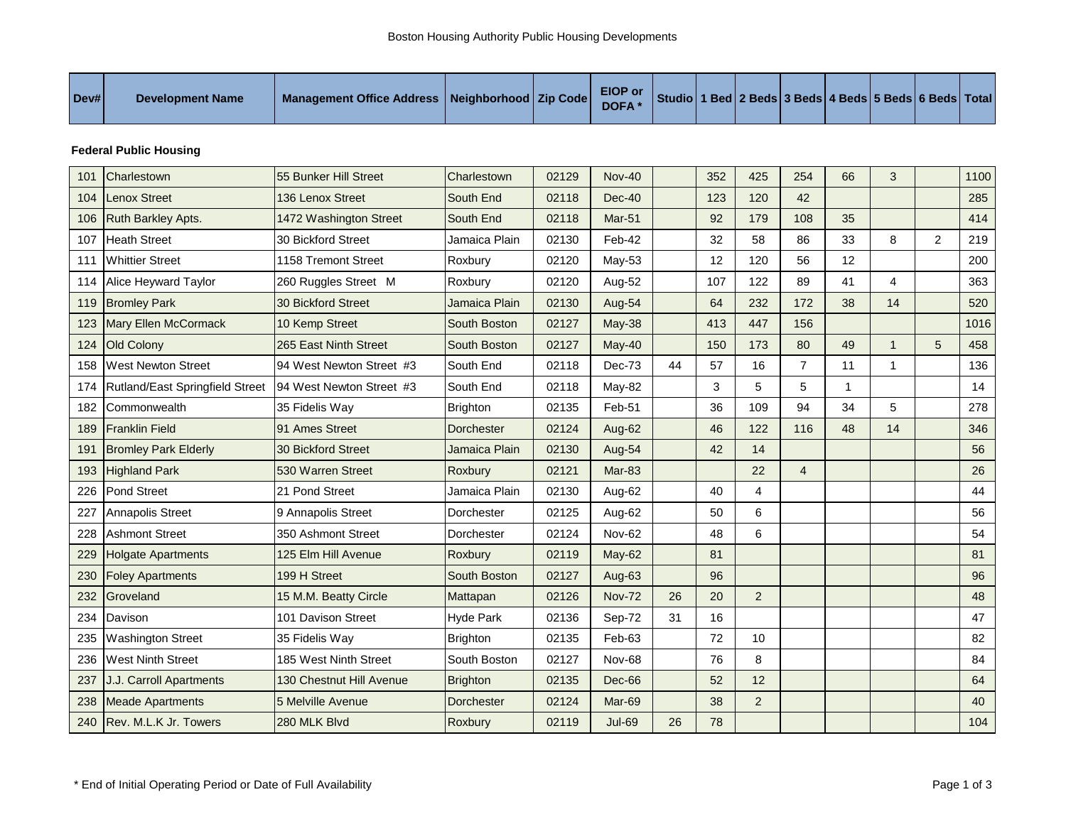# Boston Housing Authority Public Housing Developments

| Dev# | Development Name | Management Office Address | Neighborhood | Zip Code | EIOP or DOFA * | Studio | 1 Bed | 2 Beds | 3 Beds | 4 Beds | 5 Beds | 6 Beds | Total |
|---|---|---|---|---|---|---|---|---|---|---|---|---|---|
| **Federal Public Housing** | | | | | | | | | | | | | |
| 101 | Charlestown | 55 Bunker Hill Street | Charlestown | 02129 | Nov-40 | | 352 | 425 | 254 | 66 | 3 | | 1100 |
| 104 | Lenox Street | 136 Lenox Street | South End | 02118 | Dec-40 | | 123 | 120 | 42 | | | | 285 |
| 106 | Ruth Barkley Apts. | 1472 Washington Street | South End | 02118 | Mar-51 | | 92 | 179 | 108 | 35 | | | 414 |
| 107 | Heath Street | 30 Bickford Street | Jamaica Plain | 02130 | Feb-42 | | 32 | 58 | 86 | 33 | 8 | 2 | 219 |
| 111 | Whittier Street | 1158 Tremont Street | Roxbury | 02120 | May-53 | | 12 | 120 | 56 | 12 | | | 200 |
| 114 | Alice Heyward Taylor | 260 Ruggles Street M | Roxbury | 02120 | Aug-52 | | 107 | 122 | 89 | 41 | 4 | | 363 |
| 119 | Bromley Park | 30 Bickford Street | Jamaica Plain | 02130 | Aug-54 | | 64 | 232 | 172 | 38 | 14 | | 520 |
| 123 | Mary Ellen McCormack | 10 Kemp Street | South Boston | 02127 | May-38 | | 413 | 447 | 156 | | | | 1016 |
| 124 | Old Colony | 265 East Ninth Street | South Boston | 02127 | May-40 | | 150 | 173 | 80 | 49 | 1 | 5 | 458 |
| 158 | West Newton Street | 94 West Newton Street #3 | South End | 02118 | Dec-73 | 44 | 57 | 16 | 7 | 11 | 1 | | 136 |
| 174 | Rutland/East Springfield Street | 94 West Newton Street #3 | South End | 02118 | May-82 | | 3 | 5 | 5 | 1 | | | 14 |
| 182 | Commonwealth | 35 Fidelis Way | Brighton | 02135 | Feb-51 | | 36 | 109 | 94 | 34 | 5 | | 278 |
| 189 | Franklin Field | 91 Ames Street | Dorchester | 02124 | Aug-62 | | 46 | 122 | 116 | 48 | 14 | | 346 |
| 191 | Bromley Park Elderly | 30 Bickford Street | Jamaica Plain | 02130 | Aug-54 | | 42 | 14 | | | | | 56 |
| 193 | Highland Park | 530 Warren Street | Roxbury | 02121 | Mar-83 | | | 22 | 4 | | | | 26 |
| 226 | Pond Street | 21 Pond Street | Jamaica Plain | 02130 | Aug-62 | | 40 | 4 | | | | | 44 |
| 227 | Annapolis Street | 9 Annapolis Street | Dorchester | 02125 | Aug-62 | | 50 | 6 | | | | | 56 |
| 228 | Ashmont Street | 350 Ashmont Street | Dorchester | 02124 | Nov-62 | | 48 | 6 | | | | | 54 |
| 229 | Holgate Apartments | 125 Elm Hill Avenue | Roxbury | 02119 | May-62 | | 81 | | | | | | 81 |
| 230 | Foley Apartments | 199 H Street | South Boston | 02127 | Aug-63 | | 96 | | | | | | 96 |
| 232 | Groveland | 15 M.M. Beatty Circle | Mattapan | 02126 | Nov-72 | 26 | 20 | 2 | | | | | 48 |
| 234 | Davison | 101 Davison Street | Hyde Park | 02136 | Sep-72 | 31 | 16 | | | | | | 47 |
| 235 | Washington Street | 35 Fidelis Way | Brighton | 02135 | Feb-63 | | 72 | 10 | | | | | 82 |
| 236 | West Ninth Street | 185 West Ninth Street | South Boston | 02127 | Nov-68 | | 76 | 8 | | | | | 84 |
| 237 | J.J. Carroll Apartments | 130 Chestnut Hill Avenue | Brighton | 02135 | Dec-66 | | 52 | 12 | | | | | 64 |
| 238 | Meade Apartments | 5 Melville Avenue | Dorchester | 02124 | Mar-69 | | 38 | 2 | | | | | 40 |
| 240 | Rev. M.L.K Jr. Towers | 280 MLK Blvd | Roxbury | 02119 | Jul-69 | 26 | 78 | | | | | | 104 |

\* End of Initial Operating Period or Date of Full Availability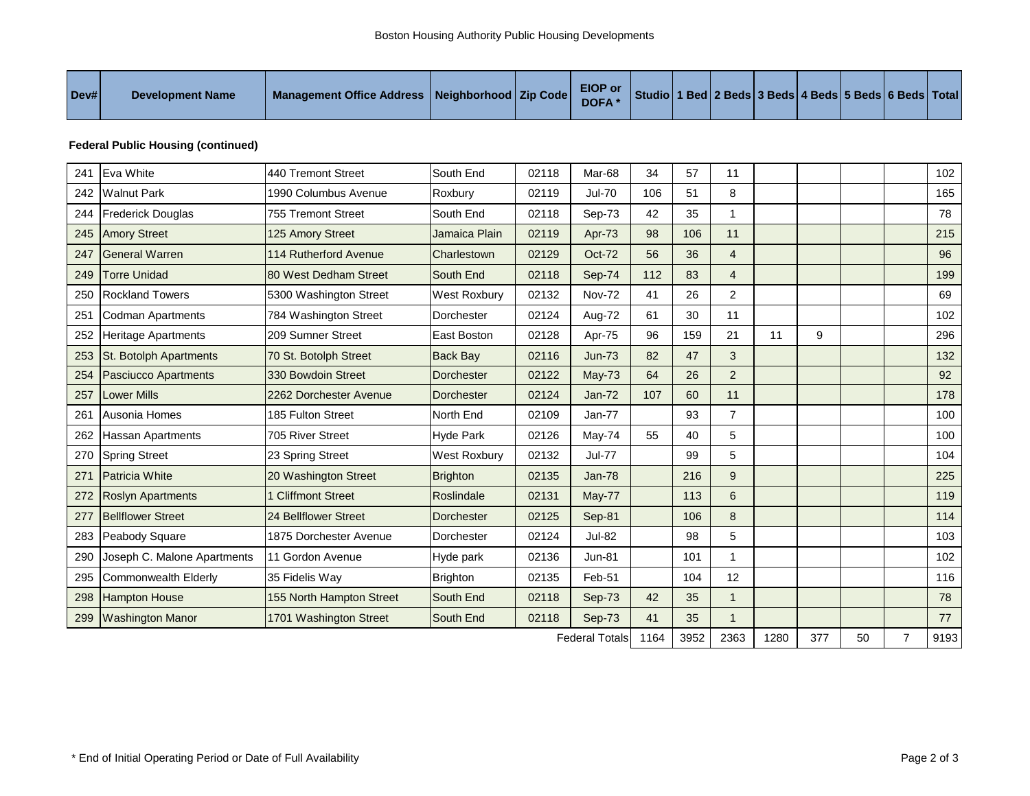Boston Housing Authority Public Housing Developments

| Dev# | Development Name | Management Office Address | Neighborhood | Zip Code | EIOP or DOFA * | Studio | 1 Bed | 2 Beds | 3 Beds | 4 Beds | 5 Beds | 6 Beds | Total |
|---|---|---|---|---|---|---|---|---|---|---|---|---|---|

**Federal Public Housing (continued)**

| Dev# | Development Name | Management Office Address | Neighborhood | Zip Code | EIOP or DOFA * | Studio | 1 Bed | 2 Beds | 3 Beds | 4 Beds | 5 Beds | 6 Beds | Total |
|---|---|---|---|---|---|---|---|---|---|---|---|---|---|
| 241 | Eva White | 440 Tremont Street | South End | 02118 | Mar-68 | 34 | 57 | 11 | | | | | 102 |
| 242 | Walnut Park | 1990 Columbus Avenue | Roxbury | 02119 | Jul-70 | 106 | 51 | 8 | | | | | 165 |
| 244 | Frederick Douglas | 755 Tremont Street | South End | 02118 | Sep-73 | 42 | 35 | 1 | | | | | 78 |
| 245 | Amory Street | 125 Amory Street | Jamaica Plain | 02119 | Apr-73 | 98 | 106 | 11 | | | | | 215 |
| 247 | General Warren | 114 Rutherford Avenue | Charlestown | 02129 | Oct-72 | 56 | 36 | 4 | | | | | 96 |
| 249 | Torre Unidad | 80 West Dedham Street | South End | 02118 | Sep-74 | 112 | 83 | 4 | | | | | 199 |
| 250 | Rockland Towers | 5300 Washington Street | West Roxbury | 02132 | Nov-72 | 41 | 26 | 2 | | | | | 69 |
| 251 | Codman Apartments | 784 Washington Street | Dorchester | 02124 | Aug-72 | 61 | 30 | 11 | | | | | 102 |
| 252 | Heritage Apartments | 209 Sumner Street | East Boston | 02128 | Apr-75 | 96 | 159 | 21 | 11 | 9 | | | 296 |
| 253 | St. Botolph Apartments | 70 St. Botolph Street | Back Bay | 02116 | Jun-73 | 82 | 47 | 3 | | | | | 132 |
| 254 | Pasciucco Apartments | 330 Bowdoin Street | Dorchester | 02122 | May-73 | 64 | 26 | 2 | | | | | 92 |
| 257 | Lower Mills | 2262 Dorchester Avenue | Dorchester | 02124 | Jan-72 | 107 | 60 | 11 | | | | | 178 |
| 261 | Ausonia Homes | 185 Fulton Street | North End | 02109 | Jan-77 | | 93 | 7 | | | | | 100 |
| 262 | Hassan Apartments | 705 River Street | Hyde Park | 02126 | May-74 | 55 | 40 | 5 | | | | | 100 |
| 270 | Spring Street | 23 Spring Street | West Roxbury | 02132 | Jul-77 | | 99 | 5 | | | | | 104 |
| 271 | Patricia White | 20 Washington Street | Brighton | 02135 | Jan-78 | | 216 | 9 | | | | | 225 |
| 272 | Roslyn Apartments | 1 Cliffmont Street | Roslindale | 02131 | May-77 | | 113 | 6 | | | | | 119 |
| 277 | Bellflower Street | 24 Bellflower Street | Dorchester | 02125 | Sep-81 | | 106 | 8 | | | | | 114 |
| 283 | Peabody Square | 1875 Dorchester Avenue | Dorchester | 02124 | Jul-82 | | 98 | 5 | | | | | 103 |
| 290 | Joseph C. Malone Apartments | 11 Gordon Avenue | Hyde park | 02136 | Jun-81 | | 101 | 1 | | | | | 102 |
| 295 | Commonwealth Elderly | 35 Fidelis Way | Brighton | 02135 | Feb-51 | | 104 | 12 | | | | | 116 |
| 298 | Hampton House | 155 North Hampton Street | South End | 02118 | Sep-73 | 42 | 35 | 1 | | | | | 78 |
| 299 | Washington Manor | 1701 Washington Street | South End | 02118 | Sep-73 | 41 | 35 | 1 | | | | | 77 |
| | | | | | Federal Totals | 1164 | 3952 | 2363 | 1280 | 377 | 50 | 7 | 9193 |

\* End of Initial Operating Period or Date of Full Availability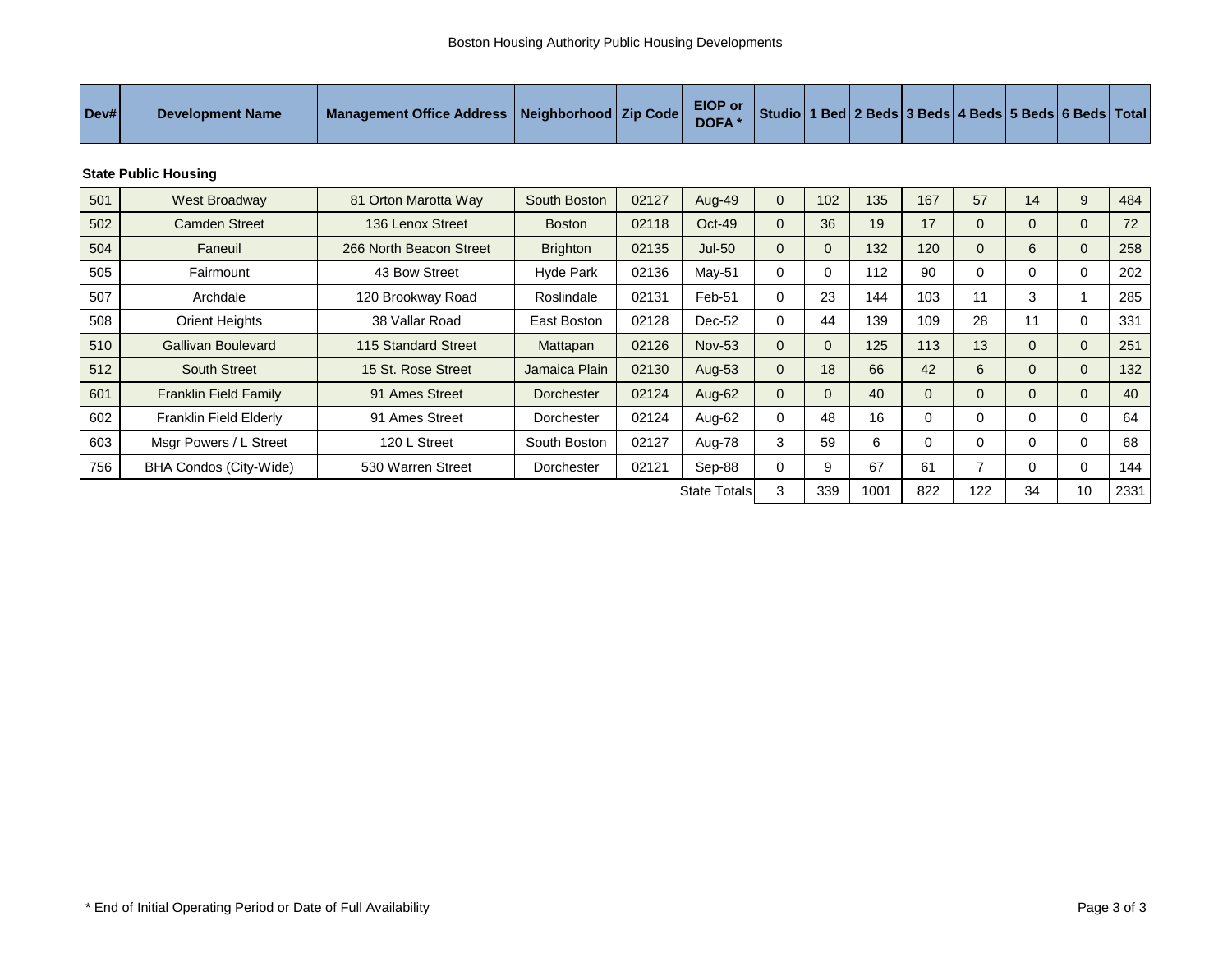Boston Housing Authority Public Housing Developments

| Dev# | Development Name | Management Office Address | Neighborhood | Zip Code | EIOP or DOFA * | Studio | 1 Bed | 2 Beds | 3 Beds | 4 Beds | 5 Beds | 6 Beds | Total |
|---|---|---|---|---|---|---|---|---|---|---|---|---|---|
| **State Public Housing** | | | | | | | | | | | | | |
| 501 | West Broadway | 81 Orton Marotta Way | South Boston | 02127 | Aug-49 | 0 | 102 | 135 | 167 | 57 | 14 | 9 | 484 |
| 502 | Camden Street | 136 Lenox Street | Boston | 02118 | Oct-49 | 0 | 36 | 19 | 17 | 0 | 0 | 0 | 72 |
| 504 | Faneuil | 266 North Beacon Street | Brighton | 02135 | Jul-50 | 0 | 0 | 132 | 120 | 0 | 6 | 0 | 258 |
| 505 | Fairmount | 43 Bow Street | Hyde Park | 02136 | May-51 | 0 | 0 | 112 | 90 | 0 | 0 | 0 | 202 |
| 507 | Archdale | 120 Brookway Road | Roslindale | 02131 | Feb-51 | 0 | 23 | 144 | 103 | 11 | 3 | 1 | 285 |
| 508 | Orient Heights | 38 Vallar Road | East Boston | 02128 | Dec-52 | 0 | 44 | 139 | 109 | 28 | 11 | 0 | 331 |
| 510 | Gallivan Boulevard | 115 Standard Street | Mattapan | 02126 | Nov-53 | 0 | 0 | 125 | 113 | 13 | 0 | 0 | 251 |
| 512 | South Street | 15 St. Rose Street | Jamaica Plain | 02130 | Aug-53 | 0 | 18 | 66 | 42 | 6 | 0 | 0 | 132 |
| 601 | Franklin Field Family | 91 Ames Street | Dorchester | 02124 | Aug-62 | 0 | 0 | 40 | 0 | 0 | 0 | 0 | 40 |
| 602 | Franklin Field Elderly | 91 Ames Street | Dorchester | 02124 | Aug-62 | 0 | 48 | 16 | 0 | 0 | 0 | 0 | 64 |
| 603 | Msgr Powers / L Street | 120 L Street | South Boston | 02127 | Aug-78 | 3 | 59 | 6 | 0 | 0 | 0 | 0 | 68 |
| 756 | BHA Condos (City-Wide) | 530 Warren Street | Dorchester | 02121 | Sep-88 | 0 | 9 | 67 | 61 | 7 | 0 | 0 | 144 |
| | | | | | State Totals | 3 | 339 | 1001 | 822 | 122 | 34 | 10 | 2331 |

* End of Initial Operating Period or Date of Full Availability